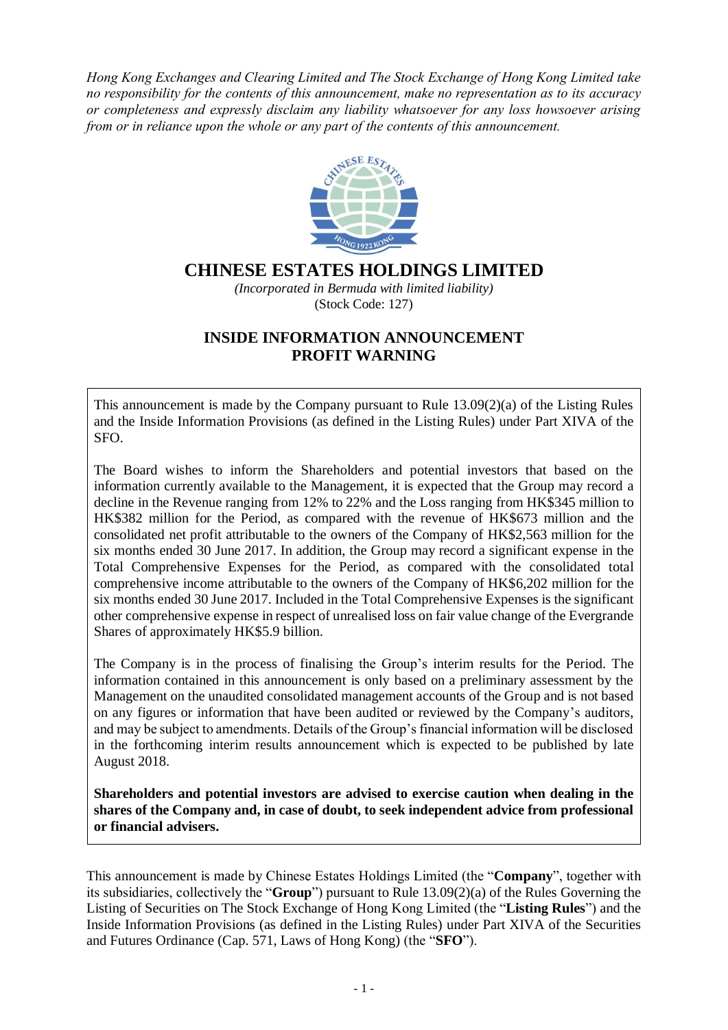*Hong Kong Exchanges and Clearing Limited and The Stock Exchange of Hong Kong Limited take no responsibility for the contents of this announcement, make no representation as to its accuracy or completeness and expressly disclaim any liability whatsoever for any loss howsoever arising from or in reliance upon the whole or any part of the contents of this announcement.*

# CHINESE ESTATES HOLDINGS LIMITED

*(Incorporated in Bermuda with limited liability)*
(Stock Code: 127)

## INSIDE INFORMATION ANNOUNCEMENT
## PROFIT WARNING

This announcement is made by the Company pursuant to Rule 13.09(2)(a) of the Listing Rules and the Inside Information Provisions (as defined in the Listing Rules) under Part XIVA of the SFO.

The Board wishes to inform the Shareholders and potential investors that based on the information currently available to the Management, it is expected that the Group may record a decline in the Revenue ranging from 12% to 22% and the Loss ranging from HK$345 million to HK$382 million for the Period, as compared with the revenue of HK$673 million and the consolidated net profit attributable to the owners of the Company of HK$2,563 million for the six months ended 30 June 2017. In addition, the Group may record a significant expense in the Total Comprehensive Expenses for the Period, as compared with the consolidated total comprehensive income attributable to the owners of the Company of HK$6,202 million for the six months ended 30 June 2017. Included in the Total Comprehensive Expenses is the significant other comprehensive expense in respect of unrealised loss on fair value change of the Evergrande Shares of approximately HK$5.9 billion.

The Company is in the process of finalising the Group's interim results for the Period. The information contained in this announcement is only based on a preliminary assessment by the Management on the unaudited consolidated management accounts of the Group and is not based on any figures or information that have been audited or reviewed by the Company's auditors, and may be subject to amendments. Details of the Group's financial information will be disclosed in the forthcoming interim results announcement which is expected to be published by late August 2018.

**Shareholders and potential investors are advised to exercise caution when dealing in the shares of the Company and, in case of doubt, to seek independent advice from professional or financial advisers.**

This announcement is made by Chinese Estates Holdings Limited (the "**Company**", together with its subsidiaries, collectively the "**Group**") pursuant to Rule 13.09(2)(a) of the Rules Governing the Listing of Securities on The Stock Exchange of Hong Kong Limited (the "**Listing Rules**") and the Inside Information Provisions (as defined in the Listing Rules) under Part XIVA of the Securities and Futures Ordinance (Cap. 571, Laws of Hong Kong) (the "**SFO**").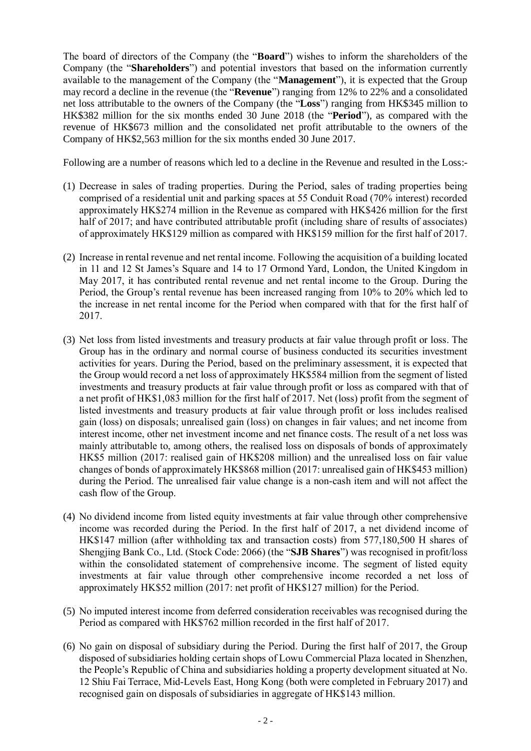The board of directors of the Company (the "**Board**") wishes to inform the shareholders of the Company (the "**Shareholders**") and potential investors that based on the information currently available to the management of the Company (the "**Management**"), it is expected that the Group may record a decline in the revenue (the "**Revenue**") ranging from 12% to 22% and a consolidated net loss attributable to the owners of the Company (the "**Loss**") ranging from HK$345 million to HK$382 million for the six months ended 30 June 2018 (the "**Period**"), as compared with the revenue of HK$673 million and the consolidated net profit attributable to the owners of the Company of HK$2,563 million for the six months ended 30 June 2017.

Following are a number of reasons which led to a decline in the Revenue and resulted in the Loss:-

(1) Decrease in sales of trading properties. During the Period, sales of trading properties being comprised of a residential unit and parking spaces at 55 Conduit Road (70% interest) recorded approximately HK$274 million in the Revenue as compared with HK$426 million for the first half of 2017; and have contributed attributable profit (including share of results of associates) of approximately HK$129 million as compared with HK$159 million for the first half of 2017.

(2) Increase in rental revenue and net rental income. Following the acquisition of a building located in 11 and 12 St James's Square and 14 to 17 Ormond Yard, London, the United Kingdom in May 2017, it has contributed rental revenue and net rental income to the Group. During the Period, the Group's rental revenue has been increased ranging from 10% to 20% which led to the increase in net rental income for the Period when compared with that for the first half of 2017.

(3) Net loss from listed investments and treasury products at fair value through profit or loss. The Group has in the ordinary and normal course of business conducted its securities investment activities for years. During the Period, based on the preliminary assessment, it is expected that the Group would record a net loss of approximately HK$584 million from the segment of listed investments and treasury products at fair value through profit or loss as compared with that of a net profit of HK$1,083 million for the first half of 2017. Net (loss) profit from the segment of listed investments and treasury products at fair value through profit or loss includes realised gain (loss) on disposals; unrealised gain (loss) on changes in fair values; and net income from interest income, other net investment income and net finance costs. The result of a net loss was mainly attributable to, among others, the realised loss on disposals of bonds of approximately HK$5 million (2017: realised gain of HK$208 million) and the unrealised loss on fair value changes of bonds of approximately HK$868 million (2017: unrealised gain of HK$453 million) during the Period. The unrealised fair value change is a non-cash item and will not affect the cash flow of the Group.

(4) No dividend income from listed equity investments at fair value through other comprehensive income was recorded during the Period. In the first half of 2017, a net dividend income of HK$147 million (after withholding tax and transaction costs) from 577,180,500 H shares of Shengjing Bank Co., Ltd. (Stock Code: 2066) (the "**SJB Shares**") was recognised in profit/loss within the consolidated statement of comprehensive income. The segment of listed equity investments at fair value through other comprehensive income recorded a net loss of approximately HK$52 million (2017: net profit of HK$127 million) for the Period.

(5) No imputed interest income from deferred consideration receivables was recognised during the Period as compared with HK$762 million recorded in the first half of 2017.

(6) No gain on disposal of subsidiary during the Period. During the first half of 2017, the Group disposed of subsidiaries holding certain shops of Lowu Commercial Plaza located in Shenzhen, the People's Republic of China and subsidiaries holding a property development situated at No. 12 Shiu Fai Terrace, Mid-Levels East, Hong Kong (both were completed in February 2017) and recognised gain on disposals of subsidiaries in aggregate of HK$143 million.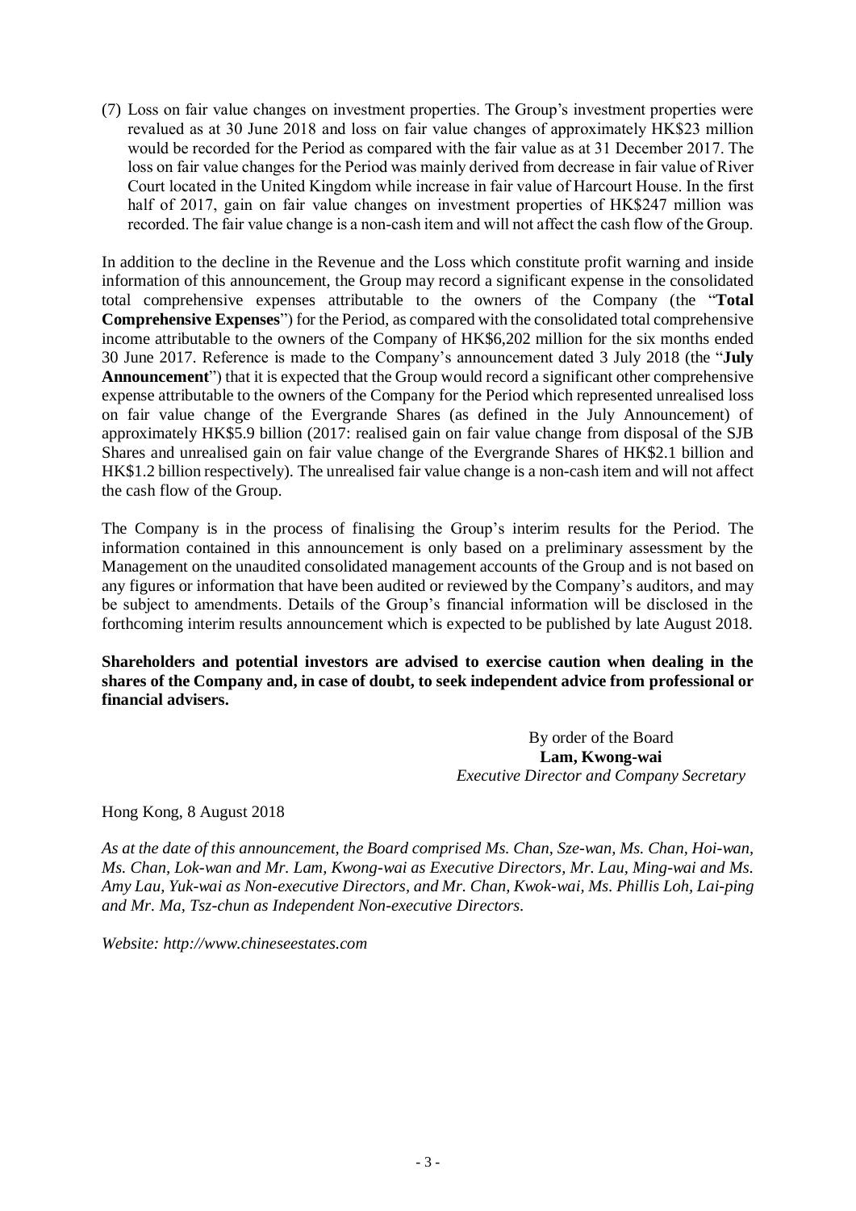(7) Loss on fair value changes on investment properties. The Group's investment properties were revalued as at 30 June 2018 and loss on fair value changes of approximately HK$23 million would be recorded for the Period as compared with the fair value as at 31 December 2017. The loss on fair value changes for the Period was mainly derived from decrease in fair value of River Court located in the United Kingdom while increase in fair value of Harcourt House. In the first half of 2017, gain on fair value changes on investment properties of HK$247 million was recorded. The fair value change is a non-cash item and will not affect the cash flow of the Group.

In addition to the decline in the Revenue and the Loss which constitute profit warning and inside information of this announcement, the Group may record a significant expense in the consolidated total comprehensive expenses attributable to the owners of the Company (the "**Total Comprehensive Expenses**") for the Period, as compared with the consolidated total comprehensive income attributable to the owners of the Company of HK$6,202 million for the six months ended 30 June 2017. Reference is made to the Company's announcement dated 3 July 2018 (the "**July Announcement**") that it is expected that the Group would record a significant other comprehensive expense attributable to the owners of the Company for the Period which represented unrealised loss on fair value change of the Evergrande Shares (as defined in the July Announcement) of approximately HK$5.9 billion (2017: realised gain on fair value change from disposal of the SJB Shares and unrealised gain on fair value change of the Evergrande Shares of HK$2.1 billion and HK$1.2 billion respectively). The unrealised fair value change is a non-cash item and will not affect the cash flow of the Group.

The Company is in the process of finalising the Group's interim results for the Period. The information contained in this announcement is only based on a preliminary assessment by the Management on the unaudited consolidated management accounts of the Group and is not based on any figures or information that have been audited or reviewed by the Company's auditors, and may be subject to amendments. Details of the Group's financial information will be disclosed in the forthcoming interim results announcement which is expected to be published by late August 2018.

**Shareholders and potential investors are advised to exercise caution when dealing in the shares of the Company and, in case of doubt, to seek independent advice from professional or financial advisers.**

By order of the Board
**Lam, Kwong-wai**
*Executive Director and Company Secretary*

Hong Kong, 8 August 2018

*As at the date of this announcement, the Board comprised Ms. Chan, Sze-wan, Ms. Chan, Hoi-wan, Ms. Chan, Lok-wan and Mr. Lam, Kwong-wai as Executive Directors, Mr. Lau, Ming-wai and Ms. Amy Lau, Yuk-wai as Non-executive Directors, and Mr. Chan, Kwok-wai, Ms. Phillis Loh, Lai-ping and Mr. Ma, Tsz-chun as Independent Non-executive Directors.*

*Website: http://www.chineseestates.com*